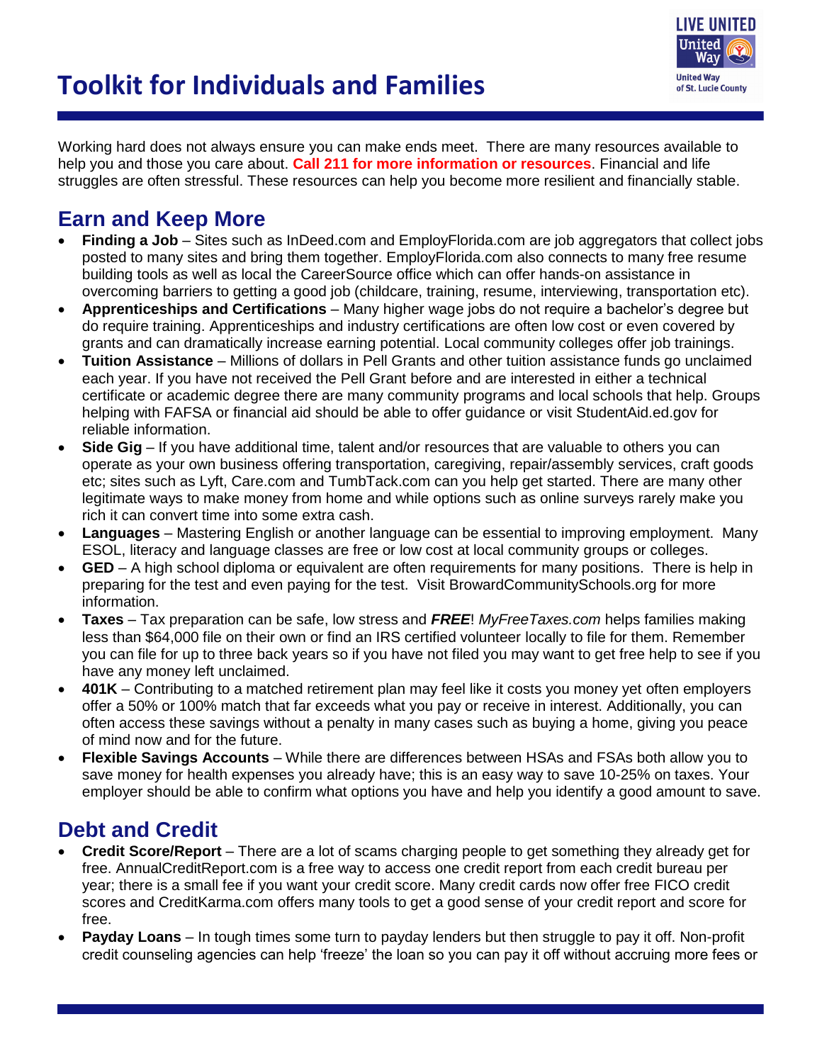# Toolkit for Individuals and Families

LIVE UNITED
United Way of St. Lucie County

Working hard does not always ensure you can make ends meet. There are many resources available to help you and those you care about. **Call 211 for more information or resources**. Financial and life struggles are often stressful. These resources can help you become more resilient and financially stable.

## Earn and Keep More

- **Finding a Job** – Sites such as InDeed.com and EmployFlorida.com are job aggregators that collect jobs posted to many sites and bring them together. EmployFlorida.com also connects to many free resume building tools as well as local the CareerSource office which can offer hands-on assistance in overcoming barriers to getting a good job (childcare, training, resume, interviewing, transportation etc).
- **Apprenticeships and Certifications** – Many higher wage jobs do not require a bachelor's degree but do require training. Apprenticeships and industry certifications are often low cost or even covered by grants and can dramatically increase earning potential. Local community colleges offer job trainings.
- **Tuition Assistance** – Millions of dollars in Pell Grants and other tuition assistance funds go unclaimed each year. If you have not received the Pell Grant before and are interested in either a technical certificate or academic degree there are many community programs and local schools that help. Groups helping with FAFSA or financial aid should be able to offer guidance or visit StudentAid.ed.gov for reliable information.
- **Side Gig** – If you have additional time, talent and/or resources that are valuable to others you can operate as your own business offering transportation, caregiving, repair/assembly services, craft goods etc; sites such as Lyft, Care.com and TumbTack.com can you help get started. There are many other legitimate ways to make money from home and while options such as online surveys rarely make you rich it can convert time into some extra cash.
- **Languages** – Mastering English or another language can be essential to improving employment. Many ESOL, literacy and language classes are free or low cost at local community groups or colleges.
- **GED** – A high school diploma or equivalent are often requirements for many positions. There is help in preparing for the test and even paying for the test. Visit BrowardCommunitySchools.org for more information.
- **Taxes** – Tax preparation can be safe, low stress and ***FREE***! *MyFreeTaxes.com* helps families making less than $64,000 file on their own or find an IRS certified volunteer locally to file for them. Remember you can file for up to three back years so if you have not filed you may want to get free help to see if you have any money left unclaimed.
- **401K** – Contributing to a matched retirement plan may feel like it costs you money yet often employers offer a 50% or 100% match that far exceeds what you pay or receive in interest. Additionally, you can often access these savings without a penalty in many cases such as buying a home, giving you peace of mind now and for the future.
- **Flexible Savings Accounts** – While there are differences between HSAs and FSAs both allow you to save money for health expenses you already have; this is an easy way to save 10-25% on taxes. Your employer should be able to confirm what options you have and help you identify a good amount to save.

## Debt and Credit

- **Credit Score/Report** – There are a lot of scams charging people to get something they already get for free. AnnualCreditReport.com is a free way to access one credit report from each credit bureau per year; there is a small fee if you want your credit score. Many credit cards now offer free FICO credit scores and CreditKarma.com offers many tools to get a good sense of your credit report and score for free.
- **Payday Loans** – In tough times some turn to payday lenders but then struggle to pay it off. Non-profit credit counseling agencies can help 'freeze' the loan so you can pay it off without accruing more fees or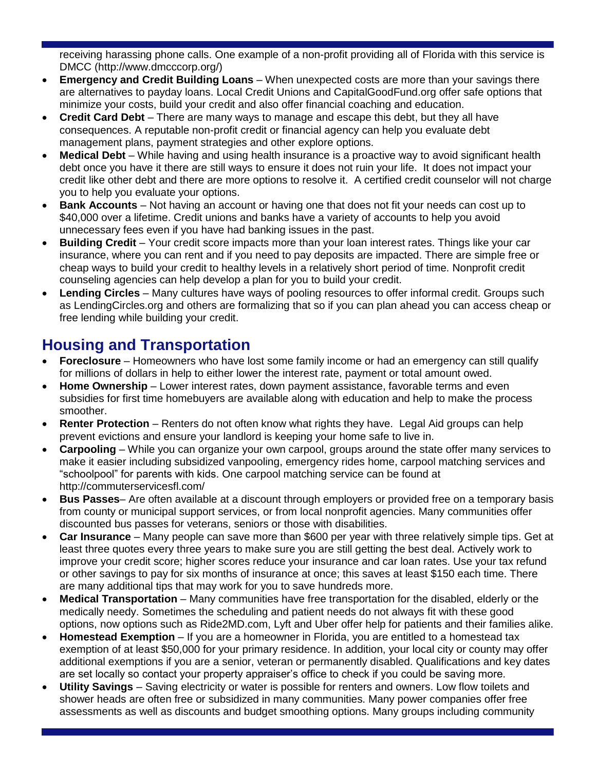receiving harassing phone calls. One example of a non-profit providing all of Florida with this service is DMCC (http://www.dmcccorp.org/)

- **Emergency and Credit Building Loans** – When unexpected costs are more than your savings there are alternatives to payday loans. Local Credit Unions and CapitalGoodFund.org offer safe options that minimize your costs, build your credit and also offer financial coaching and education.
- **Credit Card Debt** – There are many ways to manage and escape this debt, but they all have consequences. A reputable non-profit credit or financial agency can help you evaluate debt management plans, payment strategies and other explore options.
- **Medical Debt** – While having and using health insurance is a proactive way to avoid significant health debt once you have it there are still ways to ensure it does not ruin your life. It does not impact your credit like other debt and there are more options to resolve it. A certified credit counselor will not charge you to help you evaluate your options.
- **Bank Accounts** – Not having an account or having one that does not fit your needs can cost up to $40,000 over a lifetime. Credit unions and banks have a variety of accounts to help you avoid unnecessary fees even if you have had banking issues in the past.
- **Building Credit** – Your credit score impacts more than your loan interest rates. Things like your car insurance, where you can rent and if you need to pay deposits are impacted. There are simple free or cheap ways to build your credit to healthy levels in a relatively short period of time. Nonprofit credit counseling agencies can help develop a plan for you to build your credit.
- **Lending Circles** – Many cultures have ways of pooling resources to offer informal credit. Groups such as LendingCircles.org and others are formalizing that so if you can plan ahead you can access cheap or free lending while building your credit.

## Housing and Transportation

- **Foreclosure** – Homeowners who have lost some family income or had an emergency can still qualify for millions of dollars in help to either lower the interest rate, payment or total amount owed.
- **Home Ownership** – Lower interest rates, down payment assistance, favorable terms and even subsidies for first time homebuyers are available along with education and help to make the process smoother.
- **Renter Protection** – Renters do not often know what rights they have. Legal Aid groups can help prevent evictions and ensure your landlord is keeping your home safe to live in.
- **Carpooling** – While you can organize your own carpool, groups around the state offer many services to make it easier including subsidized vanpooling, emergency rides home, carpool matching services and "schoolpool" for parents with kids. One carpool matching service can be found at http://commuterservicesfl.com/
- **Bus Passes**– Are often available at a discount through employers or provided free on a temporary basis from county or municipal support services, or from local nonprofit agencies. Many communities offer discounted bus passes for veterans, seniors or those with disabilities.
- **Car Insurance** – Many people can save more than $600 per year with three relatively simple tips. Get at least three quotes every three years to make sure you are still getting the best deal. Actively work to improve your credit score; higher scores reduce your insurance and car loan rates. Use your tax refund or other savings to pay for six months of insurance at once; this saves at least $150 each time. There are many additional tips that may work for you to save hundreds more.
- **Medical Transportation** – Many communities have free transportation for the disabled, elderly or the medically needy. Sometimes the scheduling and patient needs do not always fit with these good options, now options such as Ride2MD.com, Lyft and Uber offer help for patients and their families alike.
- **Homestead Exemption** – If you are a homeowner in Florida, you are entitled to a homestead tax exemption of at least $50,000 for your primary residence. In addition, your local city or county may offer additional exemptions if you are a senior, veteran or permanently disabled. Qualifications and key dates are set locally so contact your property appraiser's office to check if you could be saving more.
- **Utility Savings** – Saving electricity or water is possible for renters and owners. Low flow toilets and shower heads are often free or subsidized in many communities. Many power companies offer free assessments as well as discounts and budget smoothing options. Many groups including community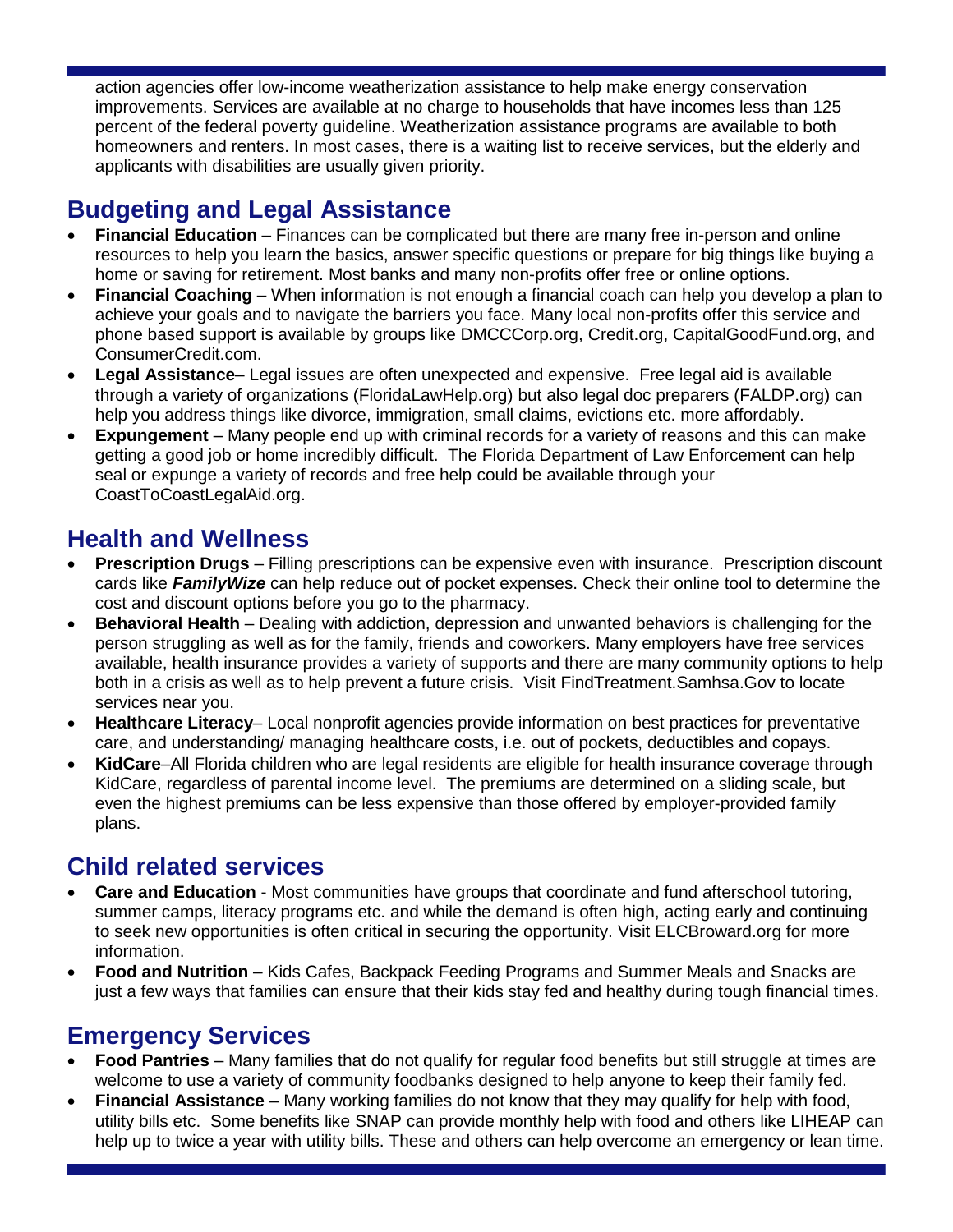action agencies offer low-income weatherization assistance to help make energy conservation improvements. Services are available at no charge to households that have incomes less than 125 percent of the federal poverty guideline. Weatherization assistance programs are available to both homeowners and renters. In most cases, there is a waiting list to receive services, but the elderly and applicants with disabilities are usually given priority.

## Budgeting and Legal Assistance

- **Financial Education** – Finances can be complicated but there are many free in-person and online resources to help you learn the basics, answer specific questions or prepare for big things like buying a home or saving for retirement. Most banks and many non-profits offer free or online options.
- **Financial Coaching** – When information is not enough a financial coach can help you develop a plan to achieve your goals and to navigate the barriers you face. Many local non-profits offer this service and phone based support is available by groups like DMCCCorp.org, Credit.org, CapitalGoodFund.org, and ConsumerCredit.com.
- **Legal Assistance**– Legal issues are often unexpected and expensive. Free legal aid is available through a variety of organizations (FloridaLawHelp.org) but also legal doc preparers (FALDP.org) can help you address things like divorce, immigration, small claims, evictions etc. more affordably.
- **Expungement** – Many people end up with criminal records for a variety of reasons and this can make getting a good job or home incredibly difficult. The Florida Department of Law Enforcement can help seal or expunge a variety of records and free help could be available through your CoastToCoastLegalAid.org.

## Health and Wellness

- **Prescription Drugs** – Filling prescriptions can be expensive even with insurance. Prescription discount cards like ***FamilyWize*** can help reduce out of pocket expenses. Check their online tool to determine the cost and discount options before you go to the pharmacy.
- **Behavioral Health** – Dealing with addiction, depression and unwanted behaviors is challenging for the person struggling as well as for the family, friends and coworkers. Many employers have free services available, health insurance provides a variety of supports and there are many community options to help both in a crisis as well as to help prevent a future crisis. Visit FindTreatment.Samhsa.Gov to locate services near you.
- **Healthcare Literacy**– Local nonprofit agencies provide information on best practices for preventative care, and understanding/ managing healthcare costs, i.e. out of pockets, deductibles and copays.
- **KidCare**–All Florida children who are legal residents are eligible for health insurance coverage through KidCare, regardless of parental income level. The premiums are determined on a sliding scale, but even the highest premiums can be less expensive than those offered by employer-provided family plans.

## Child related services

- **Care and Education** - Most communities have groups that coordinate and fund afterschool tutoring, summer camps, literacy programs etc. and while the demand is often high, acting early and continuing to seek new opportunities is often critical in securing the opportunity. Visit ELCBroward.org for more information.
- **Food and Nutrition** – Kids Cafes, Backpack Feeding Programs and Summer Meals and Snacks are just a few ways that families can ensure that their kids stay fed and healthy during tough financial times.

## Emergency Services

- **Food Pantries** – Many families that do not qualify for regular food benefits but still struggle at times are welcome to use a variety of community foodbanks designed to help anyone to keep their family fed.
- **Financial Assistance** – Many working families do not know that they may qualify for help with food, utility bills etc. Some benefits like SNAP can provide monthly help with food and others like LIHEAP can help up to twice a year with utility bills. These and others can help overcome an emergency or lean time.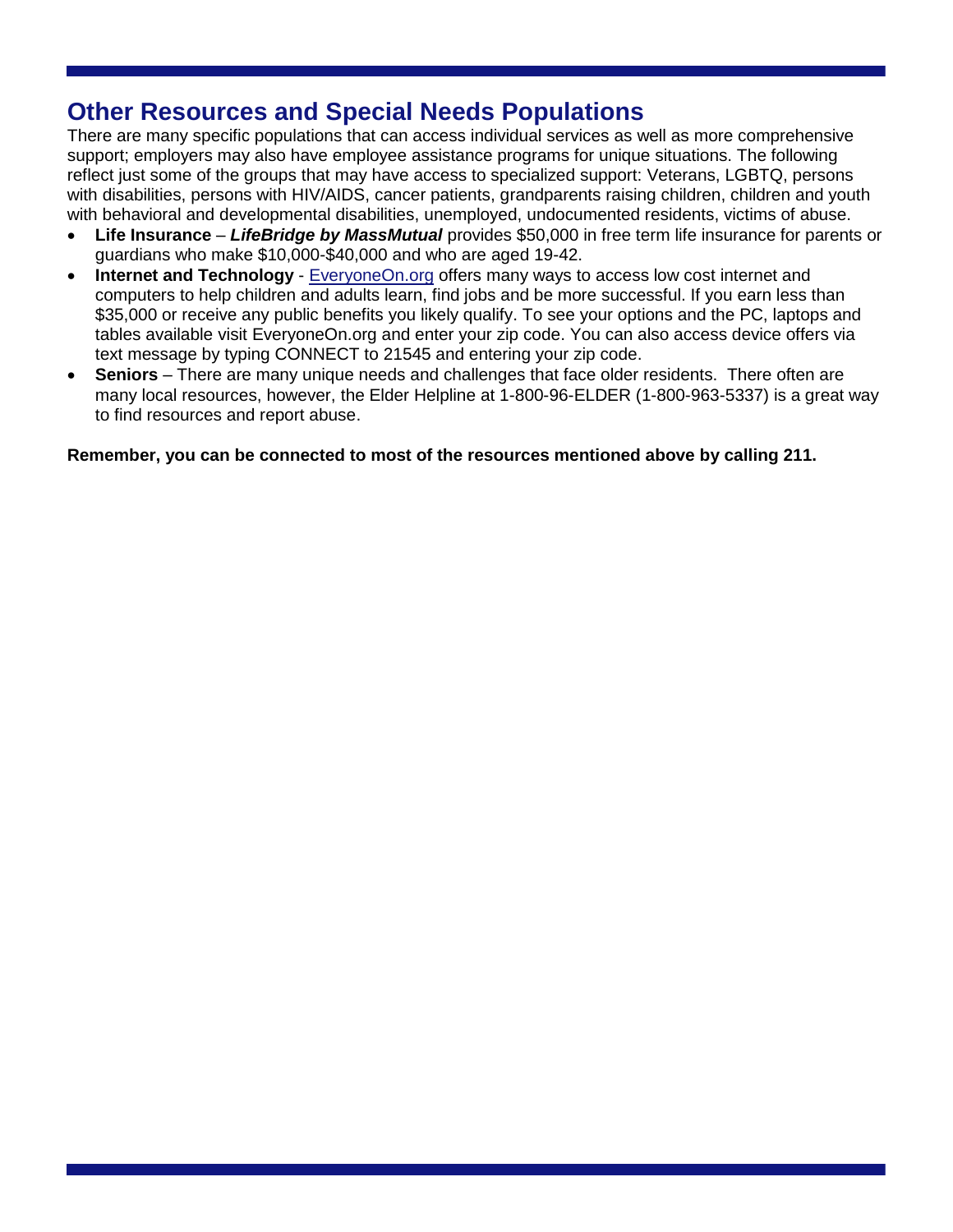## Other Resources and Special Needs Populations

There are many specific populations that can access individual services as well as more comprehensive support; employers may also have employee assistance programs for unique situations. The following reflect just some of the groups that may have access to specialized support: Veterans, LGBTQ, persons with disabilities, persons with HIV/AIDS, cancer patients, grandparents raising children, children and youth with behavioral and developmental disabilities, unemployed, undocumented residents, victims of abuse.

- **Life Insurance** – ***LifeBridge by MassMutual*** provides $50,000 in free term life insurance for parents or guardians who make $10,000-$40,000 and who are aged 19-42.
- **Internet and Technology** - EveryoneOn.org offers many ways to access low cost internet and computers to help children and adults learn, find jobs and be more successful. If you earn less than $35,000 or receive any public benefits you likely qualify. To see your options and the PC, laptops and tables available visit EveryoneOn.org and enter your zip code. You can also access device offers via text message by typing CONNECT to 21545 and entering your zip code.
- **Seniors** – There are many unique needs and challenges that face older residents. There often are many local resources, however, the Elder Helpline at 1-800-96-ELDER (1-800-963-5337) is a great way to find resources and report abuse.

**Remember, you can be connected to most of the resources mentioned above by calling 211.**